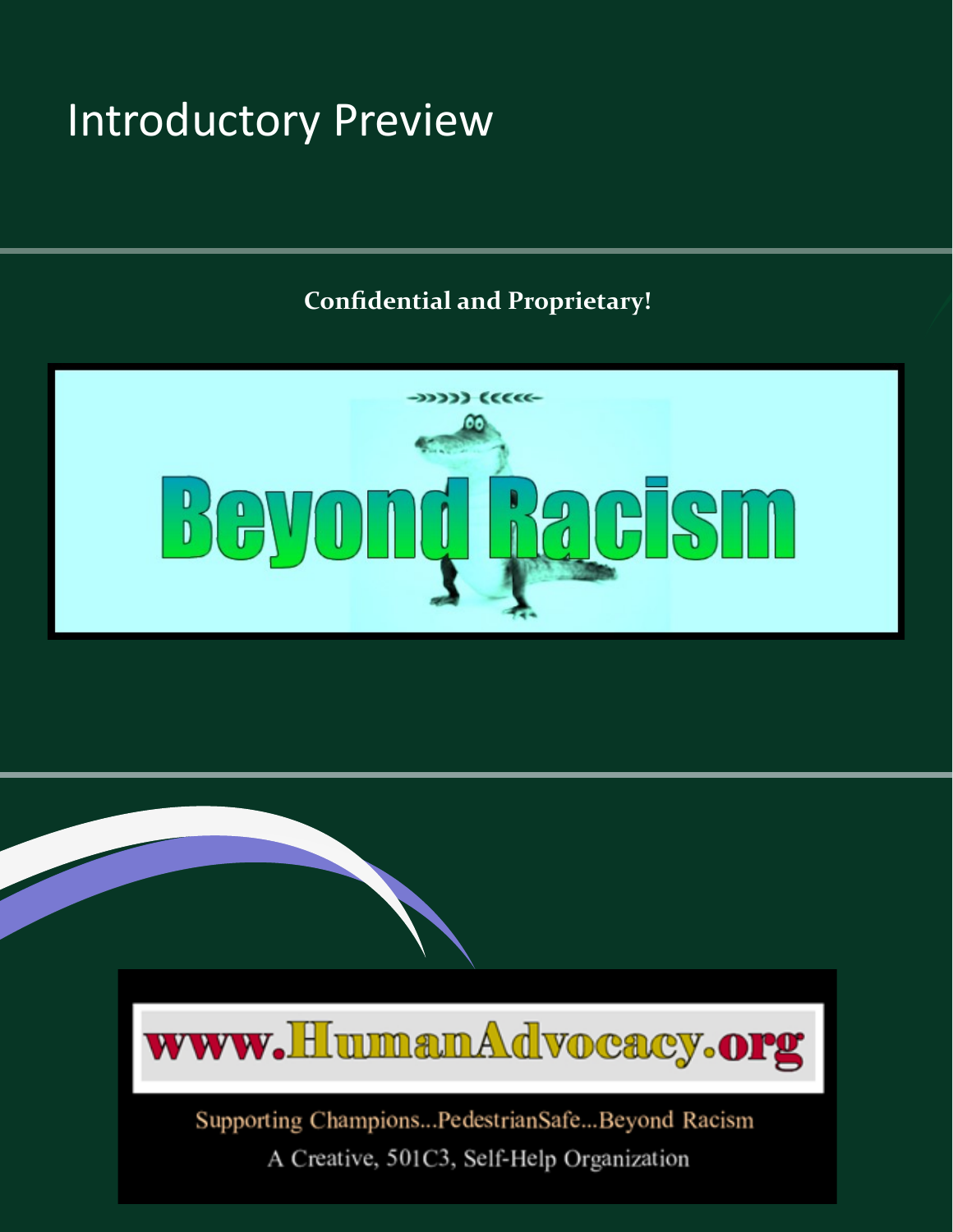# Introductory Preview

**Confidential and Proprietary!**

->>>>> <<<<<-

Beyond Racism

www.HumanAdvocacy.org

Supporting Champions...PedestrianSafe...Beyond Racism

A Creative, 501C3, Self-Help Organization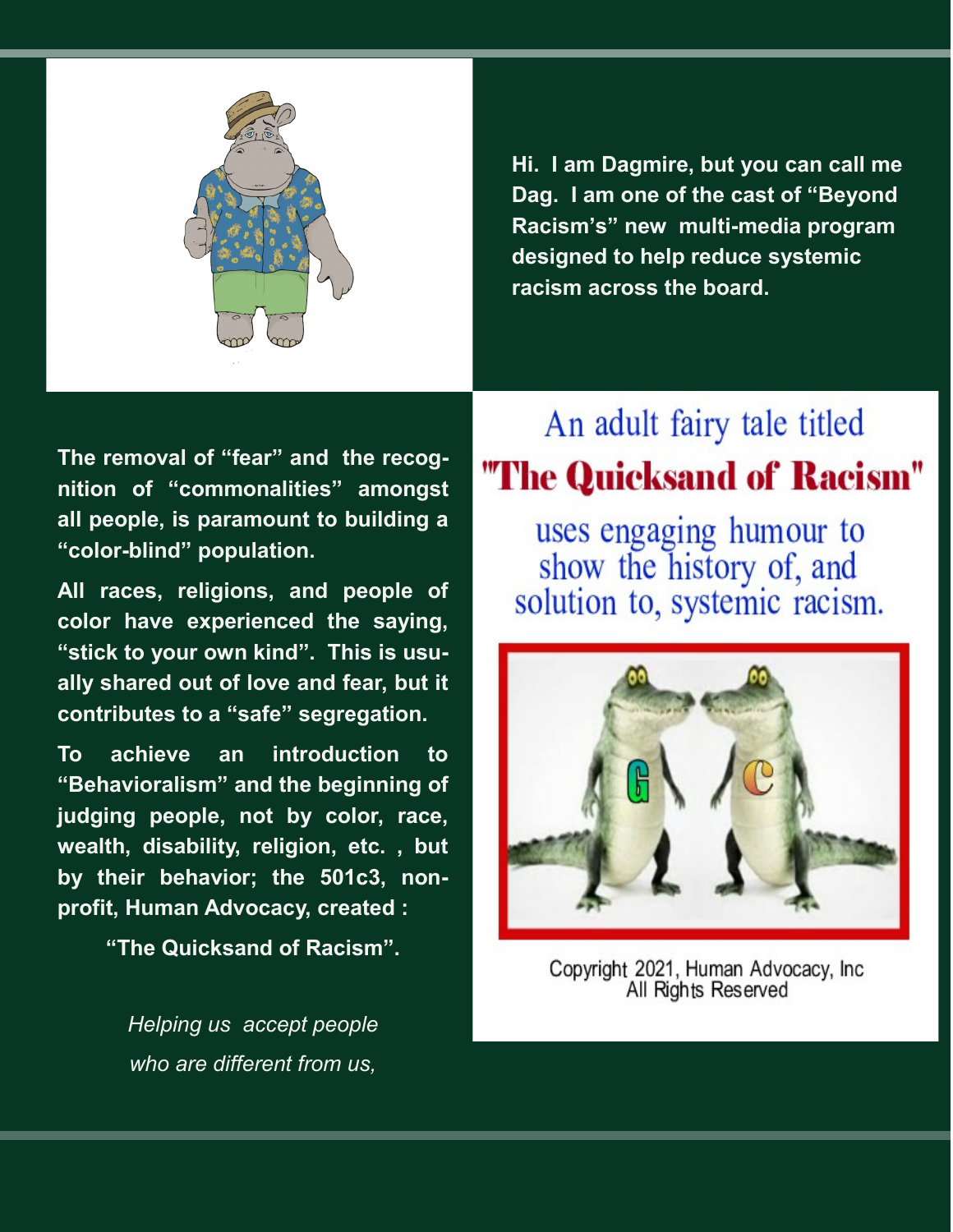Hi. I am Dagmire, but you can call me Dag. I am one of the cast of "Beyond Racism's" new multi-media program designed to help reduce systemic racism across the board.

The removal of "fear" and the recognition of "commonalities" amongst all people, is paramount to building a "color-blind" population.

All races, religions, and people of color have experienced the saying, "stick to your own kind". This is usually shared out of love and fear, but it contributes to a "safe" segregation.

To achieve an introduction to "Behavioralism" and the beginning of judging people, not by color, race, wealth, disability, religion, etc. , but by their behavior; the 501c3, non-profit, Human Advocacy, created :

"The Quicksand of Racism".

*Helping us accept people*
*who are different from us,*

An adult fairy tale titled

**"The Quicksand of Racism"**

uses engaging humour to show the history of, and solution to, systemic racism.

Copyright 2021, Human Advocacy, Inc
All Rights Reserved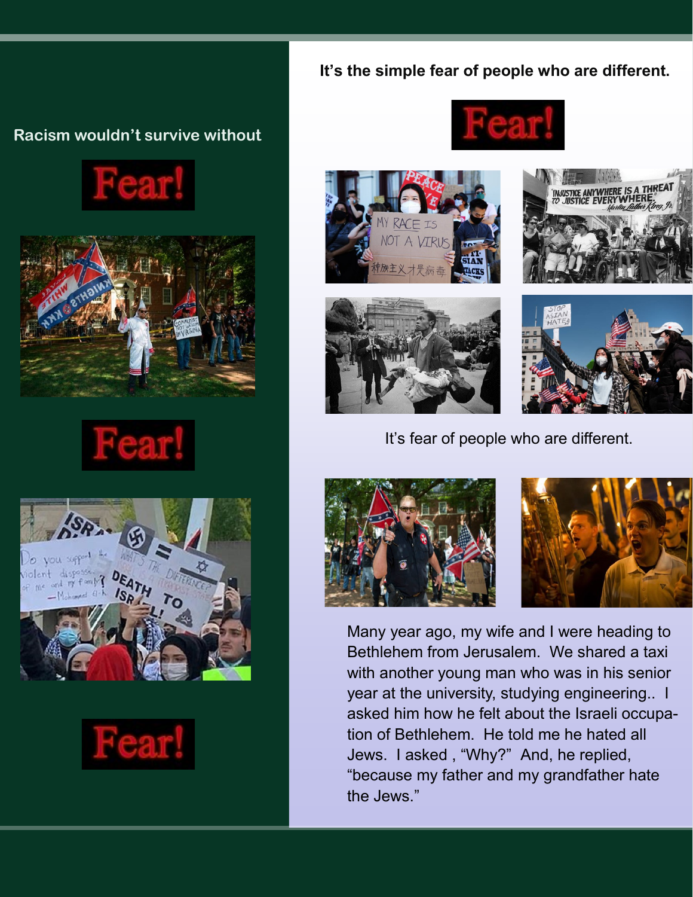Racism wouldn't survive without

Fear!

Fear!

Fear!

**It's the simple fear of people who are different.**

Fear!

It's fear of people who are different.

Many year ago, my wife and I were heading to Bethlehem from Jerusalem. We shared a taxi with another young man who was in his senior year at the university, studying engineering.. I asked him how he felt about the Israeli occupation of Bethlehem. He told me he hated all Jews. I asked , "Why?" And, he replied, "because my father and my grandfather hate the Jews."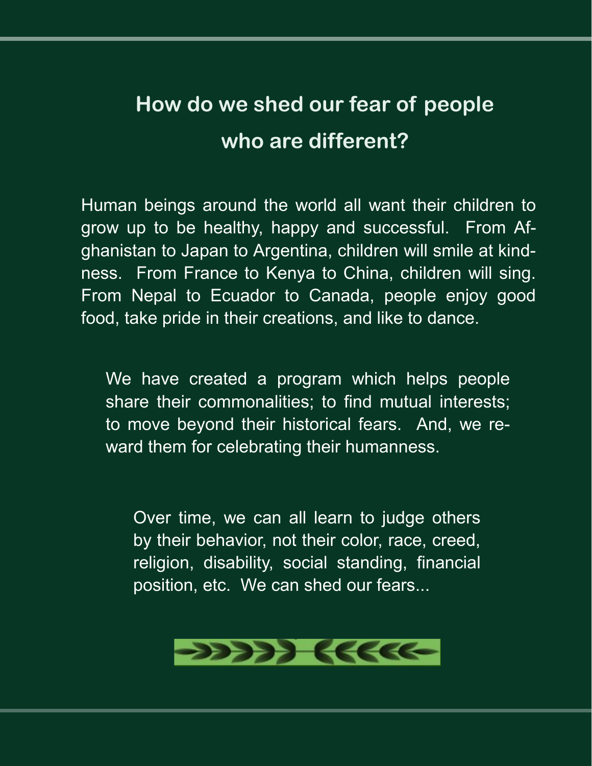## How do we shed our fear of people who are different?

Human beings around the world all want their children to grow up to be healthy, happy and successful. From Afghanistan to Japan to Argentina, children will smile at kindness. From France to Kenya to China, children will sing. From Nepal to Ecuador to Canada, people enjoy good food, take pride in their creations, and like to dance.

We have created a program which helps people share their commonalities; to find mutual interests; to move beyond their historical fears. And, we reward them for celebrating their humanness.

Over time, we can all learn to judge others by their behavior, not their color, race, creed, religion, disability, social standing, financial position, etc. We can shed our fears...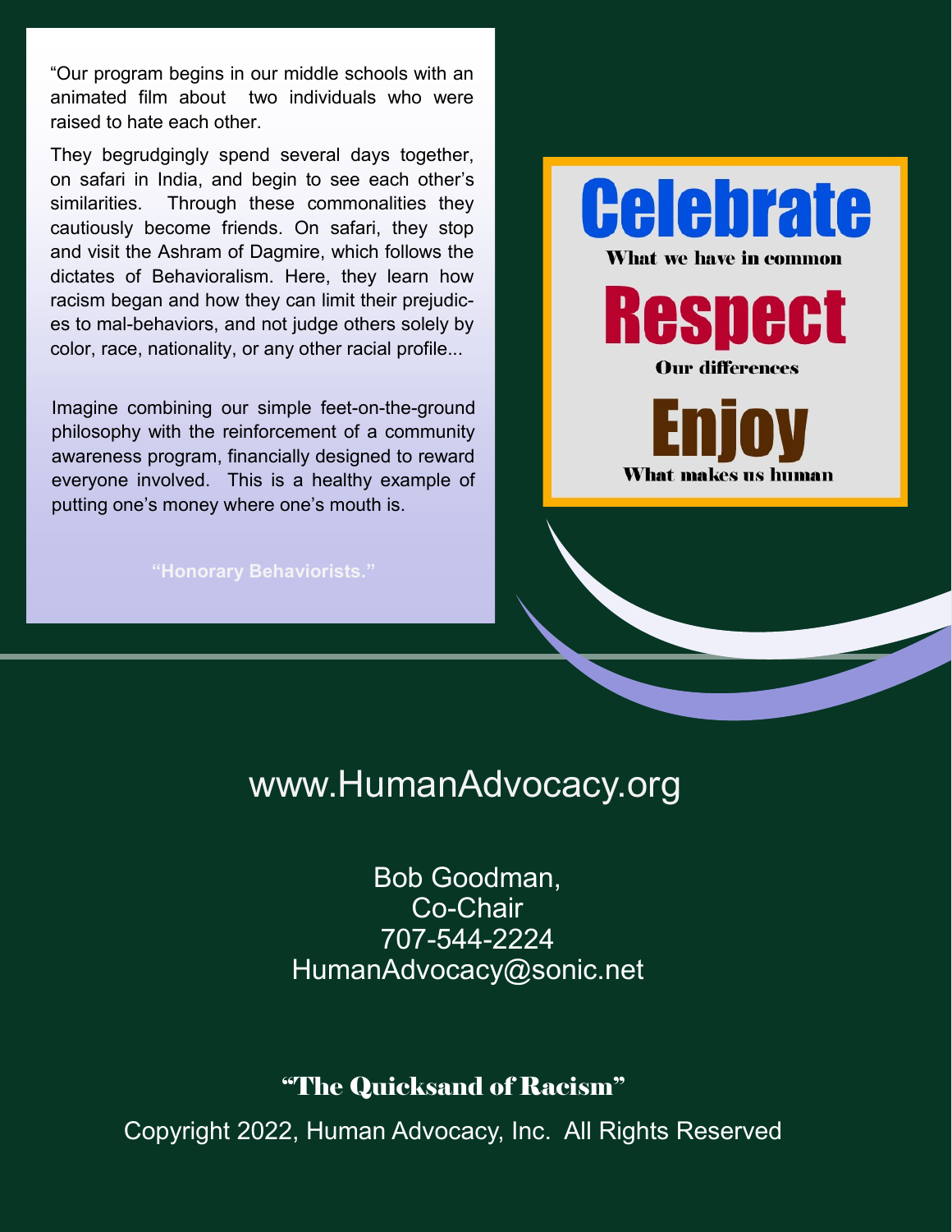"Our program begins in our middle schools with an animated film about two individuals who were raised to hate each other.

They begrudgingly spend several days together, on safari in India, and begin to see each other's similarities. Through these commonalities they cautiously become friends. On safari, they stop and visit the Ashram of Dagmire, which follows the dictates of Behavioralism. Here, they learn how racism began and how they can limit their prejudices to mal-behaviors, and not judge others solely by color, race, nationality, or any other racial profile...

Imagine combining our simple feet-on-the-ground philosophy with the reinforcement of a community awareness program, financially designed to reward everyone involved. This is a healthy example of putting one's money where one's mouth is.

**"Honorary Behaviorists."**

# Celebrate
What we have in common

# Respect
Our differences

# Enjoy
What makes us human

## www.HumanAdvocacy.org

Bob Goodman,
Co-Chair
707-544-2224
HumanAdvocacy@sonic.net

**"The Quicksand of Racism"**

Copyright 2022, Human Advocacy, Inc. All Rights Reserved